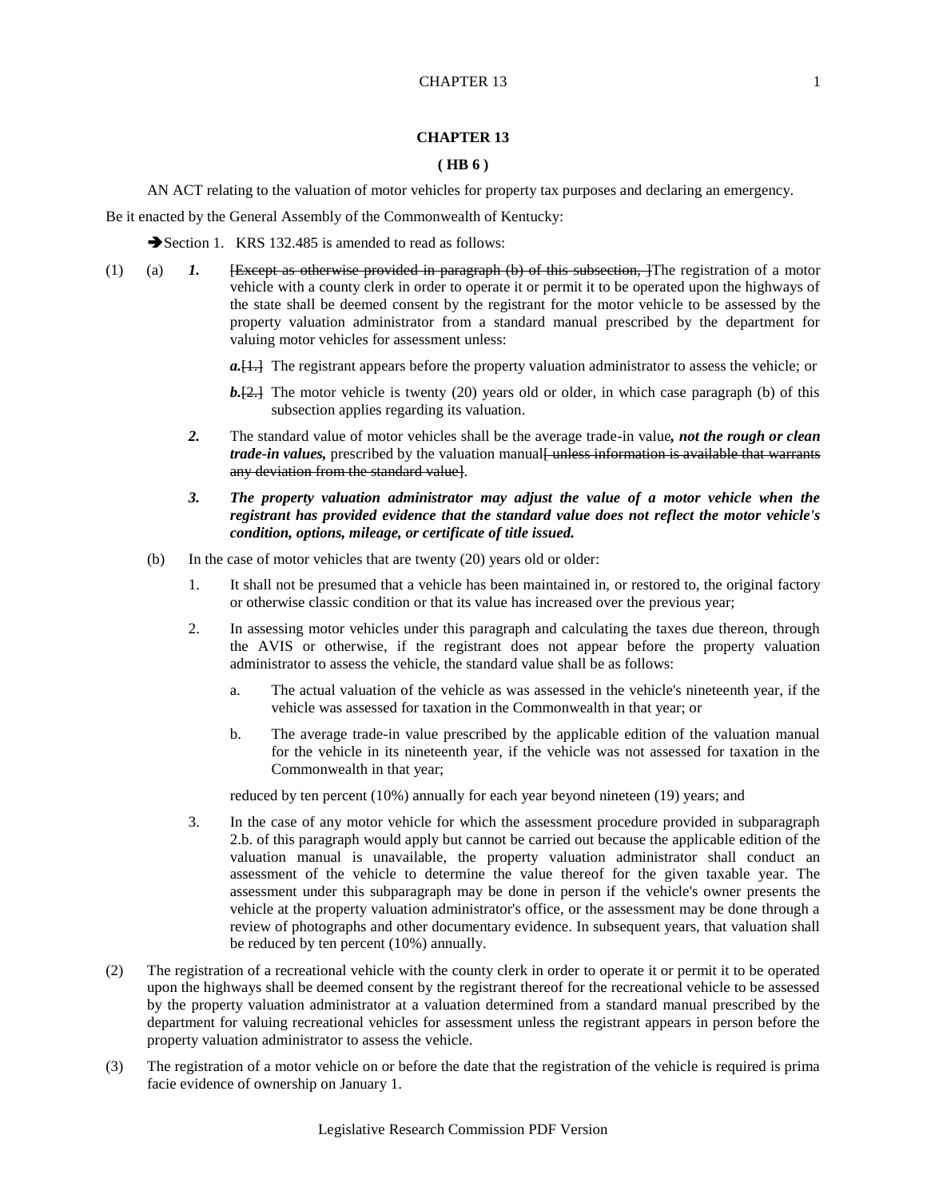# CHAPTER 13

**( HB 6 )**

AN ACT relating to the valuation of motor vehicles for property tax purposes and declaring an emergency.

Be it enacted by the General Assembly of the Commonwealth of Kentucky:

➔Section 1. KRS 132.485 is amended to read as follows:

(1) (a) ***1.*** ~~[Except as otherwise provided in paragraph (b) of this subsection, ]~~The registration of a motor vehicle with a county clerk in order to operate it or permit it to be operated upon the highways of the state shall be deemed consent by the registrant for the motor vehicle to be assessed by the property valuation administrator from a standard manual prescribed by the department for valuing motor vehicles for assessment unless:

***a.***~~[1.]~~ The registrant appears before the property valuation administrator to assess the vehicle; or

***b.***~~[2.]~~ The motor vehicle is twenty (20) years old or older, in which case paragraph (b) of this subsection applies regarding its valuation.

***2.*** The standard value of motor vehicles shall be the average trade-in value***, not the rough or clean trade-in values,*** prescribed by the valuation manual~~[ unless information is available that warrants any deviation from the standard value]~~.

***3.*** ***The property valuation administrator may adjust the value of a motor vehicle when the registrant has provided evidence that the standard value does not reflect the motor vehicle's condition, options, mileage, or certificate of title issued.***

(b) In the case of motor vehicles that are twenty (20) years old or older:

1. It shall not be presumed that a vehicle has been maintained in, or restored to, the original factory or otherwise classic condition or that its value has increased over the previous year;

2. In assessing motor vehicles under this paragraph and calculating the taxes due thereon, through the AVIS or otherwise, if the registrant does not appear before the property valuation administrator to assess the vehicle, the standard value shall be as follows:

   a. The actual valuation of the vehicle as was assessed in the vehicle's nineteenth year, if the vehicle was assessed for taxation in the Commonwealth in that year; or

   b. The average trade-in value prescribed by the applicable edition of the valuation manual for the vehicle in its nineteenth year, if the vehicle was not assessed for taxation in the Commonwealth in that year;

   reduced by ten percent (10%) annually for each year beyond nineteen (19) years; and

3. In the case of any motor vehicle for which the assessment procedure provided in subparagraph 2.b. of this paragraph would apply but cannot be carried out because the applicable edition of the valuation manual is unavailable, the property valuation administrator shall conduct an assessment of the vehicle to determine the value thereof for the given taxable year. The assessment under this subparagraph may be done in person if the vehicle's owner presents the vehicle at the property valuation administrator's office, or the assessment may be done through a review of photographs and other documentary evidence. In subsequent years, that valuation shall be reduced by ten percent (10%) annually.

(2) The registration of a recreational vehicle with the county clerk in order to operate it or permit it to be operated upon the highways shall be deemed consent by the registrant thereof for the recreational vehicle to be assessed by the property valuation administrator at a valuation determined from a standard manual prescribed by the department for valuing recreational vehicles for assessment unless the registrant appears in person before the property valuation administrator to assess the vehicle.

(3) The registration of a motor vehicle on or before the date that the registration of the vehicle is required is prima facie evidence of ownership on January 1.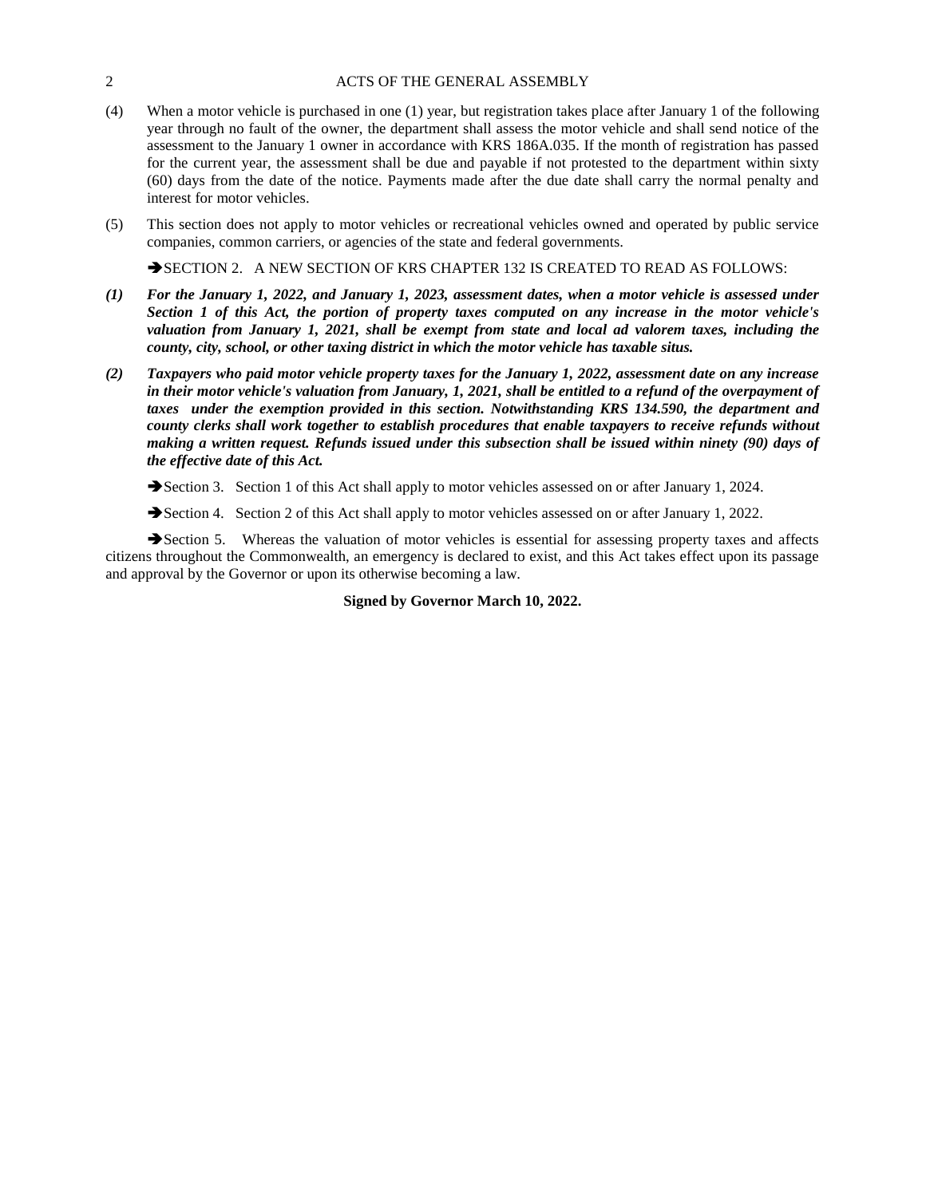(4) When a motor vehicle is purchased in one (1) year, but registration takes place after January 1 of the following year through no fault of the owner, the department shall assess the motor vehicle and shall send notice of the assessment to the January 1 owner in accordance with KRS 186A.035. If the month of registration has passed for the current year, the assessment shall be due and payable if not protested to the department within sixty (60) days from the date of the notice. Payments made after the due date shall carry the normal penalty and interest for motor vehicles.

(5) This section does not apply to motor vehicles or recreational vehicles owned and operated by public service companies, common carriers, or agencies of the state and federal governments.

➔SECTION 2. A NEW SECTION OF KRS CHAPTER 132 IS CREATED TO READ AS FOLLOWS:

***(1) For the January 1, 2022, and January 1, 2023, assessment dates, when a motor vehicle is assessed under Section 1 of this Act, the portion of property taxes computed on any increase in the motor vehicle's valuation from January 1, 2021, shall be exempt from state and local ad valorem taxes, including the county, city, school, or other taxing district in which the motor vehicle has taxable situs.***

***(2) Taxpayers who paid motor vehicle property taxes for the January 1, 2022, assessment date on any increase in their motor vehicle's valuation from January, 1, 2021, shall be entitled to a refund of the overpayment of taxes under the exemption provided in this section. Notwithstanding KRS 134.590, the department and county clerks shall work together to establish procedures that enable taxpayers to receive refunds without making a written request. Refunds issued under this subsection shall be issued within ninety (90) days of the effective date of this Act.***

➔Section 3. Section 1 of this Act shall apply to motor vehicles assessed on or after January 1, 2024.

➔Section 4. Section 2 of this Act shall apply to motor vehicles assessed on or after January 1, 2022.

➔Section 5. Whereas the valuation of motor vehicles is essential for assessing property taxes and affects citizens throughout the Commonwealth, an emergency is declared to exist, and this Act takes effect upon its passage and approval by the Governor or upon its otherwise becoming a law.

**Signed by Governor March 10, 2022.**